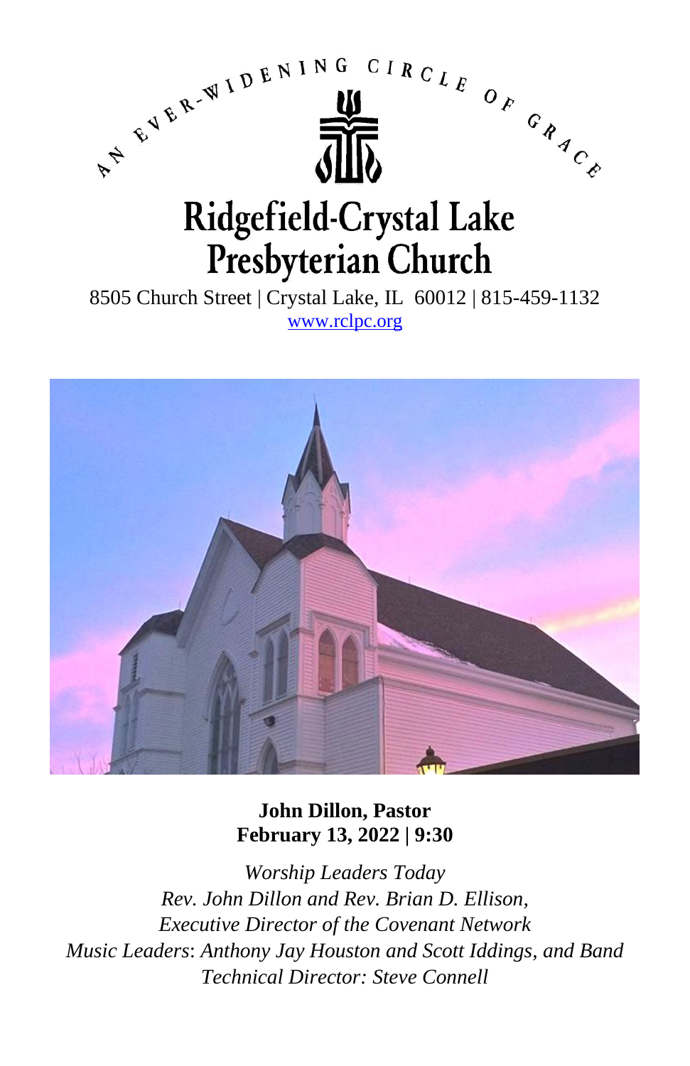AN EVER-WIDENING CIRCLE OF GRACE

# Ridgefield-Crystal Lake Presbyterian Church

8505 Church Street | Crystal Lake, IL 60012 | 815-459-1132
www.rclpc.org

**John Dillon, Pastor**
**February 13, 2022 | 9:30**

*Worship Leaders Today*
*Rev. John Dillon and Rev. Brian D. Ellison,*
*Executive Director of the Covenant Network*
*Music Leaders*: *Anthony Jay Houston and Scott Iddings, and Band*
*Technical Director: Steve Connell*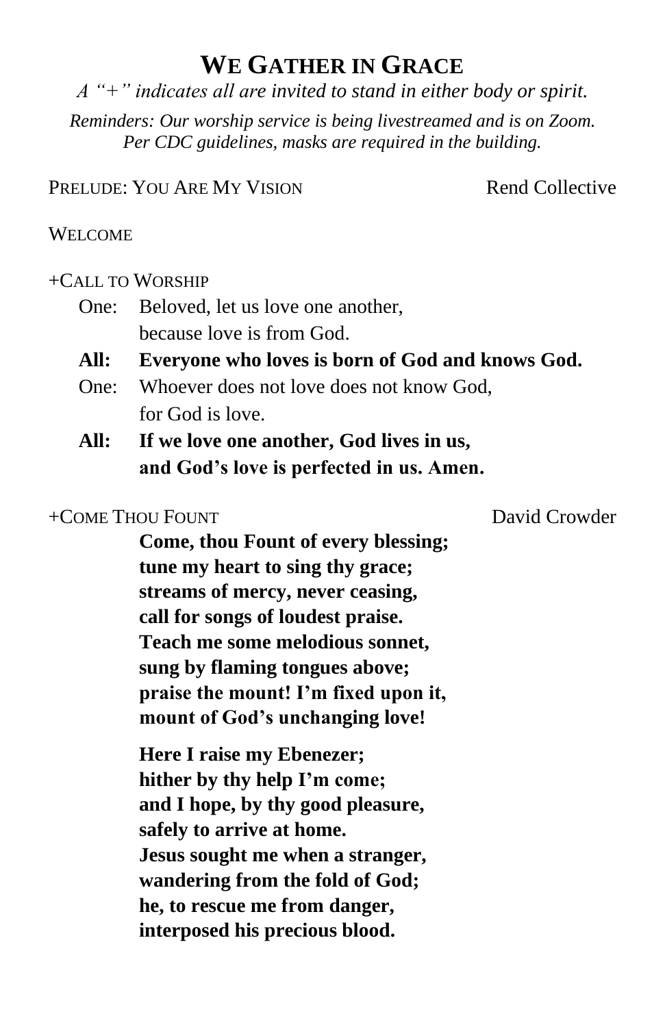# We Gather in Grace

*A "+" indicates all are invited to stand in either body or spirit.*

*Reminders: Our worship service is being livestreamed and is on Zoom.*
*Per CDC guidelines, masks are required in the building.*

Prelude: You Are My Vision — Rend Collective

Welcome

+Call to Worship

One: Beloved, let us love one another,
because love is from God.

**All: Everyone who loves is born of God and knows God.**

One: Whoever does not love does not know God,
for God is love.

**All: If we love one another, God lives in us,**
**and God's love is perfected in us. Amen.**

+Come Thou Fount — David Crowder

**Come, thou Fount of every blessing;**
**tune my heart to sing thy grace;**
**streams of mercy, never ceasing,**
**call for songs of loudest praise.**
**Teach me some melodious sonnet,**
**sung by flaming tongues above;**
**praise the mount! I'm fixed upon it,**
**mount of God's unchanging love!**

**Here I raise my Ebenezer;**
**hither by thy help I'm come;**
**and I hope, by thy good pleasure,**
**safely to arrive at home.**
**Jesus sought me when a stranger,**
**wandering from the fold of God;**
**he, to rescue me from danger,**
**interposed his precious blood.**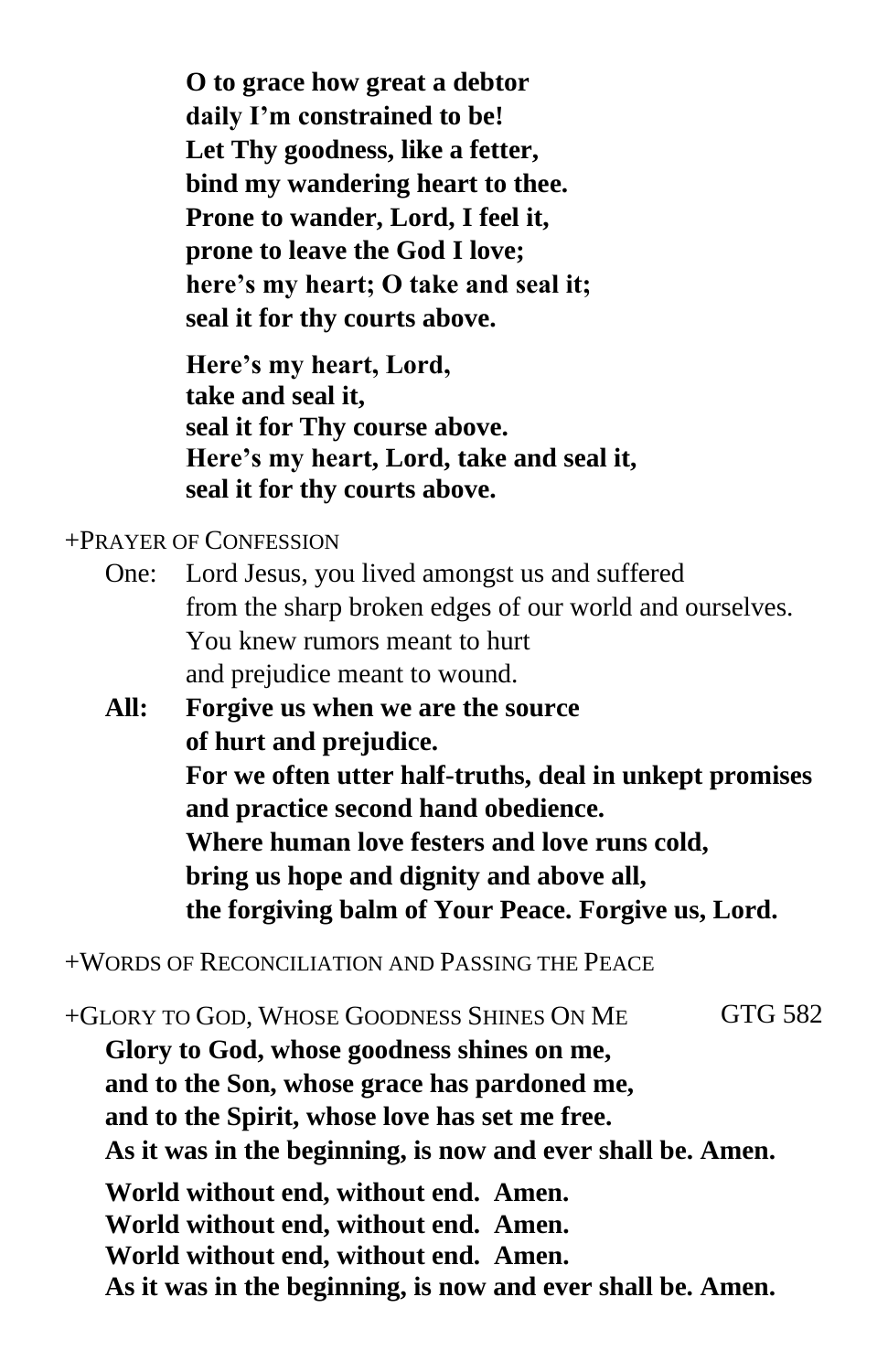**O to grace how great a debtor**
**daily I'm constrained to be!**
**Let Thy goodness, like a fetter,**
**bind my wandering heart to thee.**
**Prone to wander, Lord, I feel it,**
**prone to leave the God I love;**
**here's my heart; O take and seal it;**
**seal it for thy courts above.**

**Here's my heart, Lord,**
**take and seal it,**
**seal it for Thy course above.**
**Here's my heart, Lord, take and seal it,**
**seal it for thy courts above.**

+PRAYER OF CONFESSION

One: Lord Jesus, you lived amongst us and suffered
from the sharp broken edges of our world and ourselves.
You knew rumors meant to hurt
and prejudice meant to wound.

**All: Forgive us when we are the source**
**of hurt and prejudice.**
**For we often utter half-truths, deal in unkept promises**
**and practice second hand obedience.**
**Where human love festers and love runs cold,**
**bring us hope and dignity and above all,**
**the forgiving balm of Your Peace. Forgive us, Lord.**

+WORDS OF RECONCILIATION AND PASSING THE PEACE

+GLORY TO GOD, WHOSE GOODNESS SHINES ON ME GTG 582

**Glory to God, whose goodness shines on me,**
**and to the Son, whose grace has pardoned me,**
**and to the Spirit, whose love has set me free.**
**As it was in the beginning, is now and ever shall be. Amen.**

**World without end, without end. Amen.**
**World without end, without end. Amen.**
**World without end, without end. Amen.**
**As it was in the beginning, is now and ever shall be. Amen.**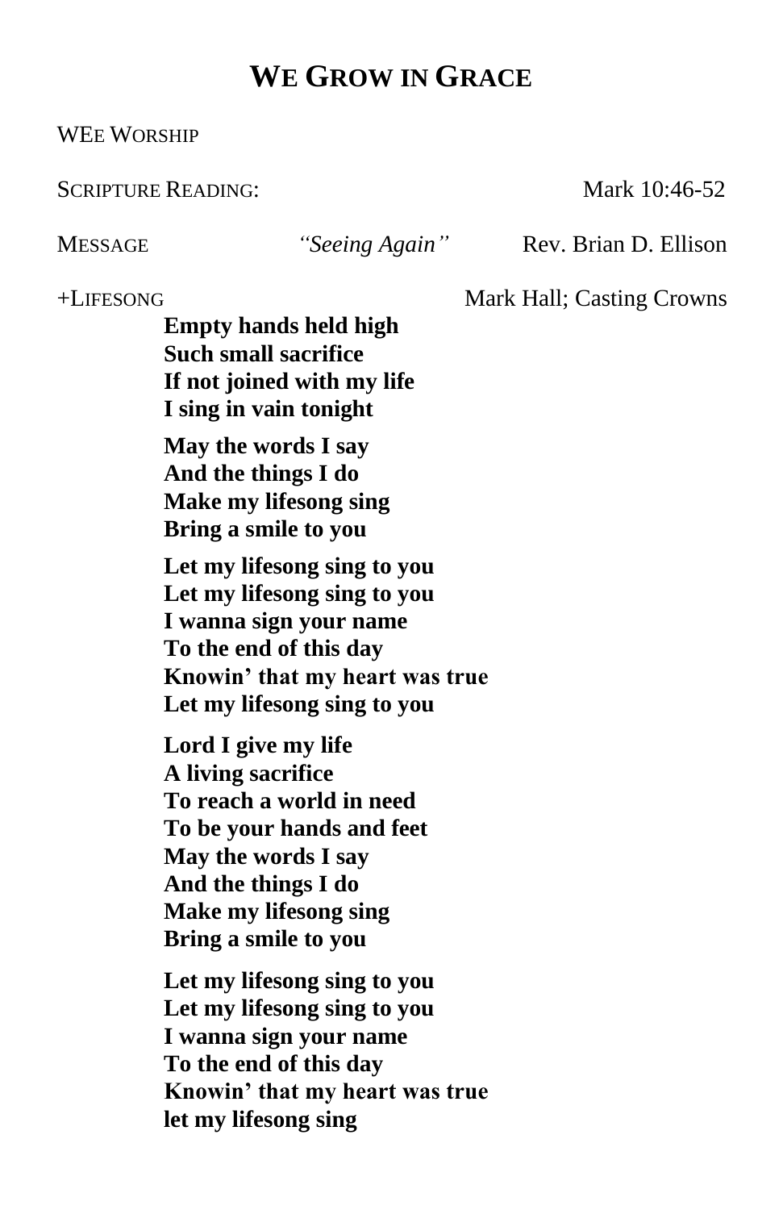# We Grow in Grace

WEe Worship

Scripture Reading: Mark 10:46-52

Message *"Seeing Again"* Rev. Brian D. Ellison

+Lifesong Mark Hall; Casting Crowns

**Empty hands held high**
**Such small sacrifice**
**If not joined with my life**
**I sing in vain tonight**

**May the words I say**
**And the things I do**
**Make my lifesong sing**
**Bring a smile to you**

**Let my lifesong sing to you**
**Let my lifesong sing to you**
**I wanna sign your name**
**To the end of this day**
**Knowin' that my heart was true**
**Let my lifesong sing to you**

**Lord I give my life**
**A living sacrifice**
**To reach a world in need**
**To be your hands and feet**
**May the words I say**
**And the things I do**
**Make my lifesong sing**
**Bring a smile to you**

**Let my lifesong sing to you**
**Let my lifesong sing to you**
**I wanna sign your name**
**To the end of this day**
**Knowin' that my heart was true**
**let my lifesong sing**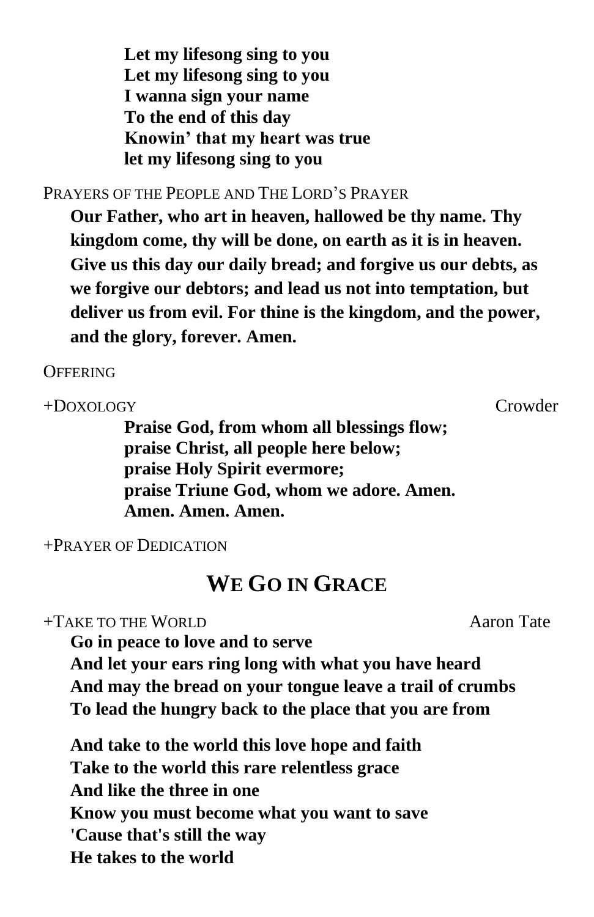**Let my lifesong sing to you**
**Let my lifesong sing to you**
**I wanna sign your name**
**To the end of this day**
**Knowin' that my heart was true**
**let my lifesong sing to you**

PRAYERS OF THE PEOPLE AND THE LORD'S PRAYER

**Our Father, who art in heaven, hallowed be thy name. Thy kingdom come, thy will be done, on earth as it is in heaven. Give us this day our daily bread; and forgive us our debts, as we forgive our debtors; and lead us not into temptation, but deliver us from evil. For thine is the kingdom, and the power, and the glory, forever. Amen.**

OFFERING

+DOXOLOGY — Crowder

**Praise God, from whom all blessings flow;**
**praise Christ, all people here below;**
**praise Holy Spirit evermore;**
**praise Triune God, whom we adore. Amen.**
**Amen. Amen. Amen.**

+PRAYER OF DEDICATION

## WE GO IN GRACE

+TAKE TO THE WORLD — Aaron Tate

**Go in peace to love and to serve**
**And let your ears ring long with what you have heard**
**And may the bread on your tongue leave a trail of crumbs**
**To lead the hungry back to the place that you are from**

**And take to the world this love hope and faith**
**Take to the world this rare relentless grace**
**And like the three in one**
**Know you must become what you want to save**
**'Cause that's still the way**
**He takes to the world**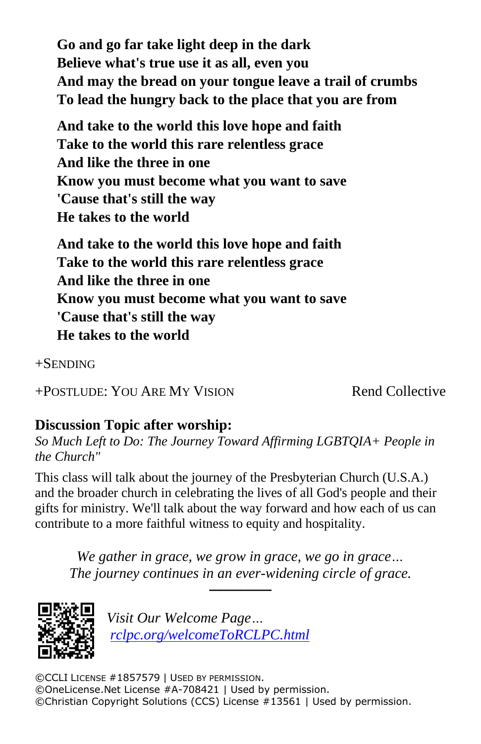**Go and go far take light deep in the dark**
**Believe what's true use it as all, even you**
**And may the bread on your tongue leave a trail of crumbs**
**To lead the hungry back to the place that you are from**

**And take to the world this love hope and faith**
**Take to the world this rare relentless grace**
**And like the three in one**
**Know you must become what you want to save**
**'Cause that's still the way**
**He takes to the world**

**And take to the world this love hope and faith**
**Take to the world this rare relentless grace**
**And like the three in one**
**Know you must become what you want to save**
**'Cause that's still the way**
**He takes to the world**

+SENDING

+POSTLUDE: YOU ARE MY VISION Rend Collective

**Discussion Topic after worship:**

*So Much Left to Do: The Journey Toward Affirming LGBTQIA+ People in the Church"*

This class will talk about the journey of the Presbyterian Church (U.S.A.) and the broader church in celebrating the lives of all God's people and their gifts for ministry. We'll talk about the way forward and how each of us can contribute to a more faithful witness to equity and hospitality.

*We gather in grace, we grow in grace, we go in grace…*
*The journey continues in an ever-widening circle of grace.*

---

*Visit Our Welcome Page…*
*rclpc.org/welcomeToRCLPC.html*

©CCLI LICENSE #1857579 | USED BY PERMISSION.
©OneLicense.Net License #A-708421 | Used by permission.
©Christian Copyright Solutions (CCS) License #13561 | Used by permission.